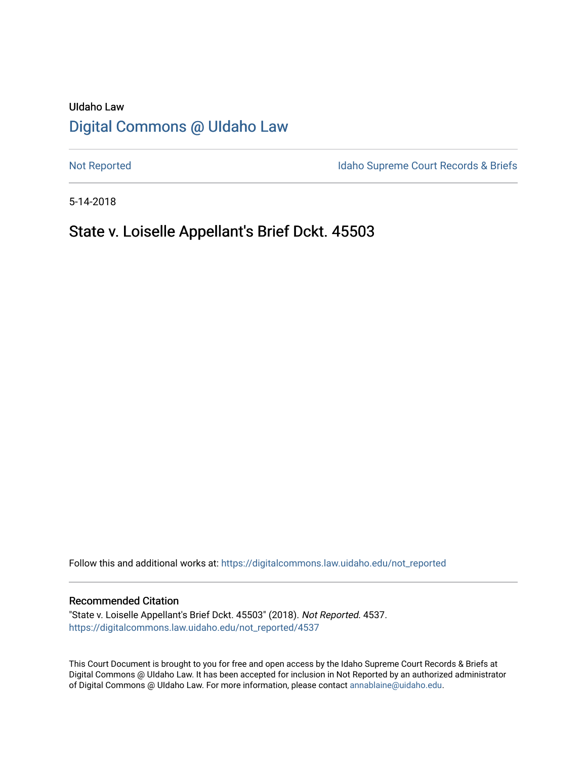UIdaho Law

# Digital Commons @ UIdaho Law

Not Reported

Idaho Supreme Court Records & Briefs

5-14-2018

## State v. Loiselle Appellant's Brief Dckt. 45503

Follow this and additional works at: https://digitalcommons.law.uidaho.edu/not_reported

### Recommended Citation

"State v. Loiselle Appellant's Brief Dckt. 45503" (2018). *Not Reported*. 4537.
https://digitalcommons.law.uidaho.edu/not_reported/4537

This Court Document is brought to you for free and open access by the Idaho Supreme Court Records & Briefs at Digital Commons @ UIdaho Law. It has been accepted for inclusion in Not Reported by an authorized administrator of Digital Commons @ UIdaho Law. For more information, please contact annablaine@uidaho.edu.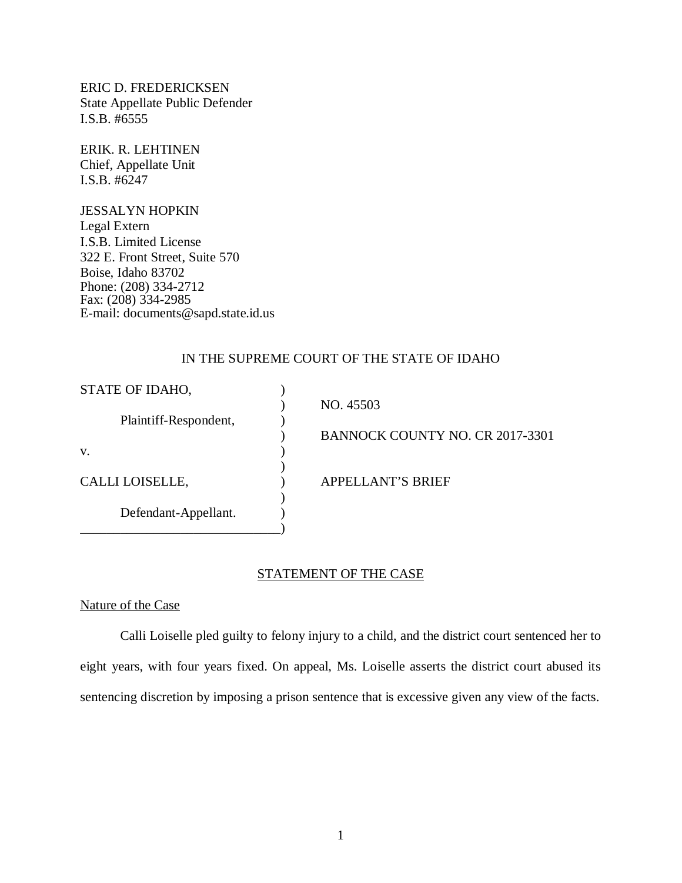ERIC D. FREDERICKSEN
State Appellate Public Defender
I.S.B. #6555

ERIK. R. LEHTINEN
Chief, Appellate Unit
I.S.B. #6247

JESSALYN HOPKIN
Legal Extern
I.S.B. Limited License
322 E. Front Street, Suite 570
Boise, Idaho 83702
Phone: (208) 334-2712
Fax: (208) 334-2985
E-mail: documents@sapd.state.id.us

IN THE SUPREME COURT OF THE STATE OF IDAHO

| | |
|---|---|
| STATE OF IDAHO, Plaintiff-Respondent, | NO. 45503 |
| v. | BANNOCK COUNTY NO. CR 2017-3301 |
| CALLI LOISELLE, Defendant-Appellant. | APPELLANT'S BRIEF |

## STATEMENT OF THE CASE

### Nature of the Case

Calli Loiselle pled guilty to felony injury to a child, and the district court sentenced her to eight years, with four years fixed. On appeal, Ms. Loiselle asserts the district court abused its sentencing discretion by imposing a prison sentence that is excessive given any view of the facts.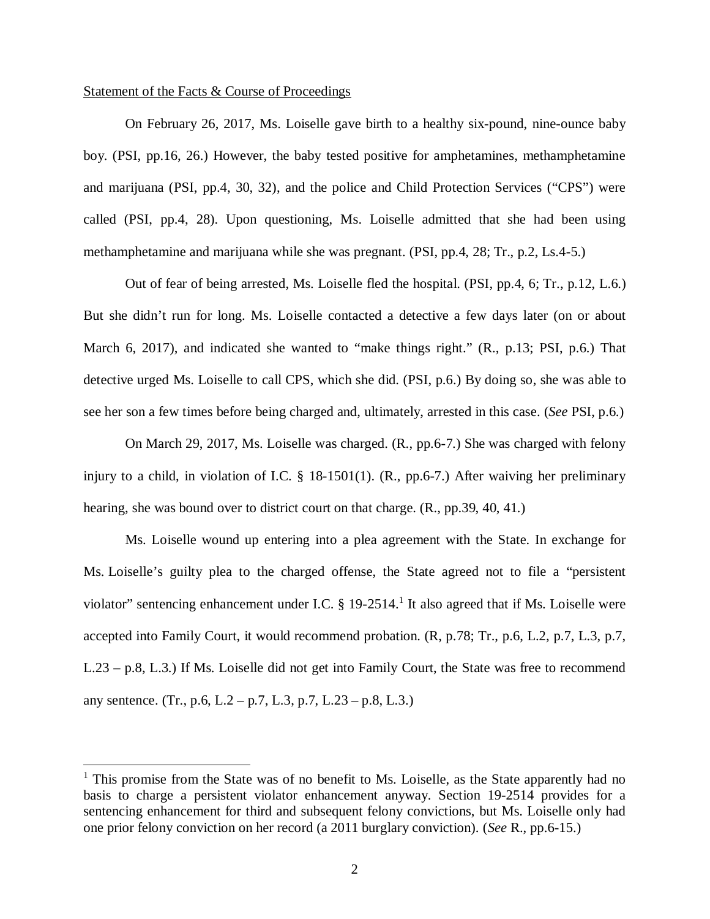Statement of the Facts & Course of Proceedings

On February 26, 2017, Ms. Loiselle gave birth to a healthy six-pound, nine-ounce baby boy. (PSI, pp.16, 26.) However, the baby tested positive for amphetamines, methamphetamine and marijuana (PSI, pp.4, 30, 32), and the police and Child Protection Services ("CPS") were called (PSI, pp.4, 28). Upon questioning, Ms. Loiselle admitted that she had been using methamphetamine and marijuana while she was pregnant. (PSI, pp.4, 28; Tr., p.2, Ls.4-5.)

Out of fear of being arrested, Ms. Loiselle fled the hospital. (PSI, pp.4, 6; Tr., p.12, L.6.) But she didn't run for long. Ms. Loiselle contacted a detective a few days later (on or about March 6, 2017), and indicated she wanted to "make things right." (R., p.13; PSI, p.6.) That detective urged Ms. Loiselle to call CPS, which she did. (PSI, p.6.) By doing so, she was able to see her son a few times before being charged and, ultimately, arrested in this case. (*See* PSI, p.6.)

On March 29, 2017, Ms. Loiselle was charged. (R., pp.6-7.) She was charged with felony injury to a child, in violation of I.C. § 18-1501(1). (R., pp.6-7.) After waiving her preliminary hearing, she was bound over to district court on that charge. (R., pp.39, 40, 41.)

Ms. Loiselle wound up entering into a plea agreement with the State. In exchange for Ms. Loiselle's guilty plea to the charged offense, the State agreed not to file a "persistent violator" sentencing enhancement under I.C. § 19-2514.[1] It also agreed that if Ms. Loiselle were accepted into Family Court, it would recommend probation. (R, p.78; Tr., p.6, L.2, p.7, L.3, p.7, L.23 – p.8, L.3.) If Ms. Loiselle did not get into Family Court, the State was free to recommend any sentence. (Tr., p.6, L.2 – p.7, L.3, p.7, L.23 – p.8, L.3.)

[1] This promise from the State was of no benefit to Ms. Loiselle, as the State apparently had no basis to charge a persistent violator enhancement anyway. Section 19-2514 provides for a sentencing enhancement for third and subsequent felony convictions, but Ms. Loiselle only had one prior felony conviction on her record (a 2011 burglary conviction). (*See* R., pp.6-15.)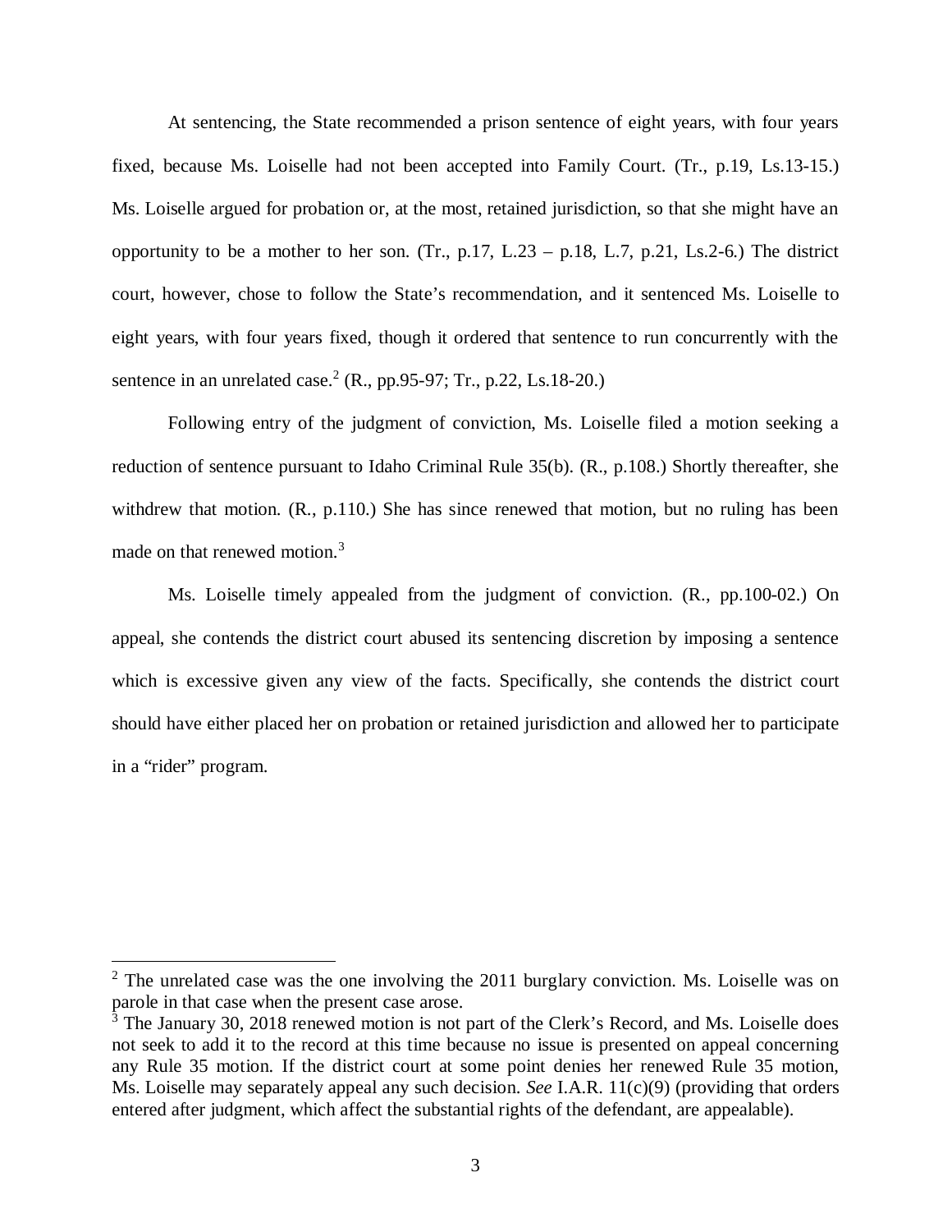At sentencing, the State recommended a prison sentence of eight years, with four years fixed, because Ms. Loiselle had not been accepted into Family Court. (Tr., p.19, Ls.13-15.) Ms. Loiselle argued for probation or, at the most, retained jurisdiction, so that she might have an opportunity to be a mother to her son. (Tr., p.17, L.23 – p.18, L.7, p.21, Ls.2-6.) The district court, however, chose to follow the State's recommendation, and it sentenced Ms. Loiselle to eight years, with four years fixed, though it ordered that sentence to run concurrently with the sentence in an unrelated case.[2] (R., pp.95-97; Tr., p.22, Ls.18-20.)

Following entry of the judgment of conviction, Ms. Loiselle filed a motion seeking a reduction of sentence pursuant to Idaho Criminal Rule 35(b). (R., p.108.) Shortly thereafter, she withdrew that motion. (R., p.110.) She has since renewed that motion, but no ruling has been made on that renewed motion.[3]

Ms. Loiselle timely appealed from the judgment of conviction. (R., pp.100-02.) On appeal, she contends the district court abused its sentencing discretion by imposing a sentence which is excessive given any view of the facts. Specifically, she contends the district court should have either placed her on probation or retained jurisdiction and allowed her to participate in a "rider" program.

---

[2] The unrelated case was the one involving the 2011 burglary conviction. Ms. Loiselle was on parole in that case when the present case arose.

[3] The January 30, 2018 renewed motion is not part of the Clerk's Record, and Ms. Loiselle does not seek to add it to the record at this time because no issue is presented on appeal concerning any Rule 35 motion. If the district court at some point denies her renewed Rule 35 motion, Ms. Loiselle may separately appeal any such decision. *See* I.A.R. 11(c)(9) (providing that orders entered after judgment, which affect the substantial rights of the defendant, are appealable).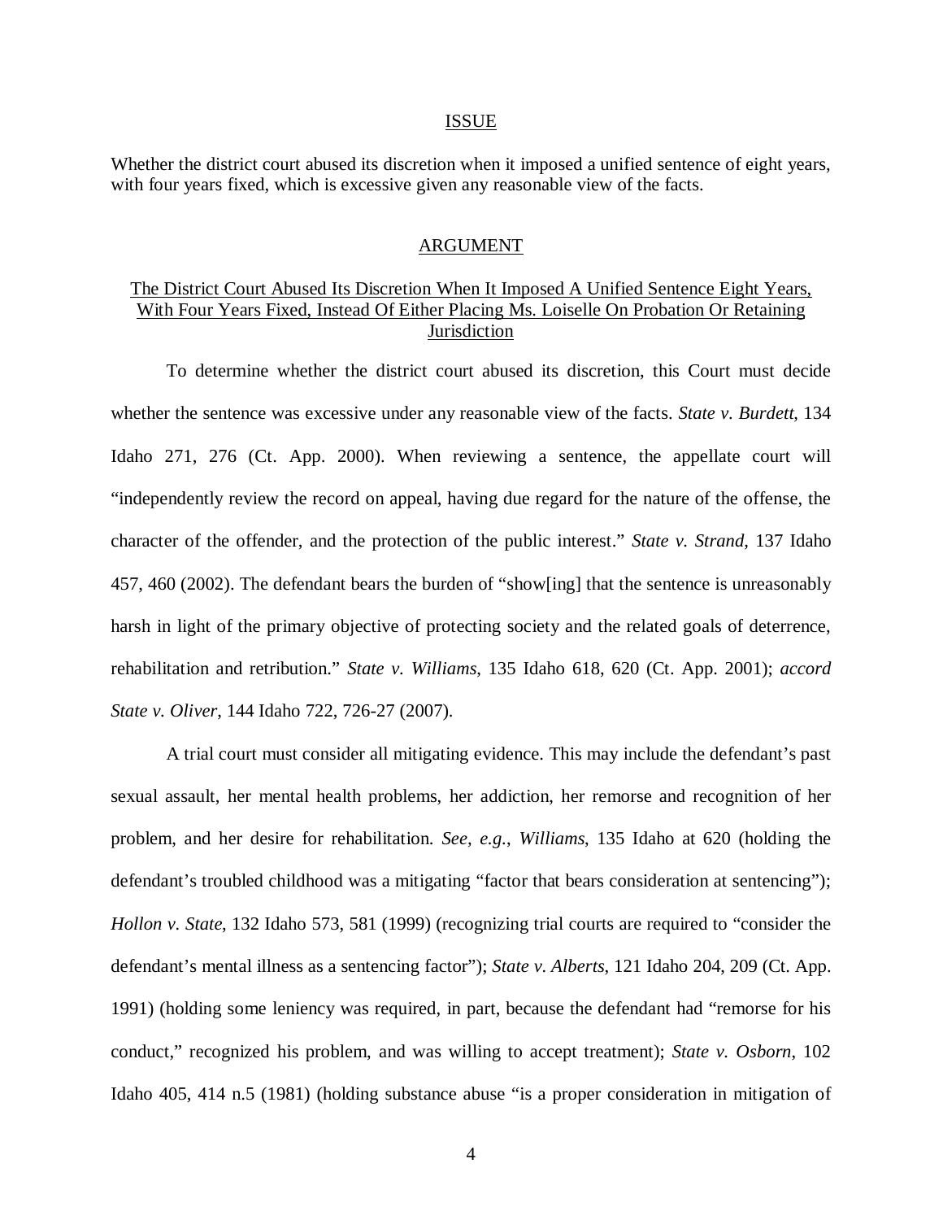## ISSUE

Whether the district court abused its discretion when it imposed a unified sentence of eight years, with four years fixed, which is excessive given any reasonable view of the facts.

## ARGUMENT

### The District Court Abused Its Discretion When It Imposed A Unified Sentence Eight Years, With Four Years Fixed, Instead Of Either Placing Ms. Loiselle On Probation Or Retaining Jurisdiction

To determine whether the district court abused its discretion, this Court must decide whether the sentence was excessive under any reasonable view of the facts. *State v. Burdett*, 134 Idaho 271, 276 (Ct. App. 2000). When reviewing a sentence, the appellate court will "independently review the record on appeal, having due regard for the nature of the offense, the character of the offender, and the protection of the public interest." *State v. Strand*, 137 Idaho 457, 460 (2002). The defendant bears the burden of "show[ing] that the sentence is unreasonably harsh in light of the primary objective of protecting society and the related goals of deterrence, rehabilitation and retribution." *State v. Williams*, 135 Idaho 618, 620 (Ct. App. 2001); *accord State v. Oliver*, 144 Idaho 722, 726-27 (2007).

A trial court must consider all mitigating evidence. This may include the defendant's past sexual assault, her mental health problems, her addiction, her remorse and recognition of her problem, and her desire for rehabilitation. *See, e.g.*, *Williams*, 135 Idaho at 620 (holding the defendant's troubled childhood was a mitigating "factor that bears consideration at sentencing"); *Hollon v. State*, 132 Idaho 573, 581 (1999) (recognizing trial courts are required to "consider the defendant's mental illness as a sentencing factor"); *State v. Alberts*, 121 Idaho 204, 209 (Ct. App. 1991) (holding some leniency was required, in part, because the defendant had "remorse for his conduct," recognized his problem, and was willing to accept treatment); *State v. Osborn*, 102 Idaho 405, 414 n.5 (1981) (holding substance abuse "is a proper consideration in mitigation of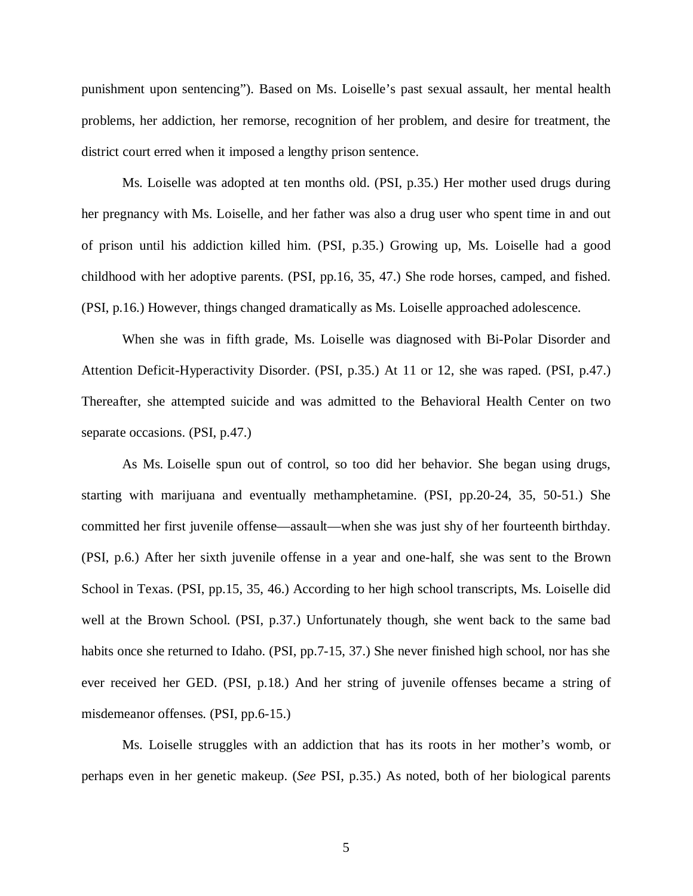punishment upon sentencing"). Based on Ms. Loiselle's past sexual assault, her mental health problems, her addiction, her remorse, recognition of her problem, and desire for treatment, the district court erred when it imposed a lengthy prison sentence.

Ms. Loiselle was adopted at ten months old. (PSI, p.35.) Her mother used drugs during her pregnancy with Ms. Loiselle, and her father was also a drug user who spent time in and out of prison until his addiction killed him. (PSI, p.35.) Growing up, Ms. Loiselle had a good childhood with her adoptive parents. (PSI, pp.16, 35, 47.) She rode horses, camped, and fished. (PSI, p.16.) However, things changed dramatically as Ms. Loiselle approached adolescence.

When she was in fifth grade, Ms. Loiselle was diagnosed with Bi-Polar Disorder and Attention Deficit-Hyperactivity Disorder. (PSI, p.35.) At 11 or 12, she was raped. (PSI, p.47.) Thereafter, she attempted suicide and was admitted to the Behavioral Health Center on two separate occasions. (PSI, p.47.)

As Ms. Loiselle spun out of control, so too did her behavior. She began using drugs, starting with marijuana and eventually methamphetamine. (PSI, pp.20-24, 35, 50-51.) She committed her first juvenile offense—assault—when she was just shy of her fourteenth birthday. (PSI, p.6.) After her sixth juvenile offense in a year and one-half, she was sent to the Brown School in Texas. (PSI, pp.15, 35, 46.) According to her high school transcripts, Ms. Loiselle did well at the Brown School. (PSI, p.37.) Unfortunately though, she went back to the same bad habits once she returned to Idaho. (PSI, pp.7-15, 37.) She never finished high school, nor has she ever received her GED. (PSI, p.18.) And her string of juvenile offenses became a string of misdemeanor offenses. (PSI, pp.6-15.)

Ms. Loiselle struggles with an addiction that has its roots in her mother's womb, or perhaps even in her genetic makeup. (*See* PSI, p.35.) As noted, both of her biological parents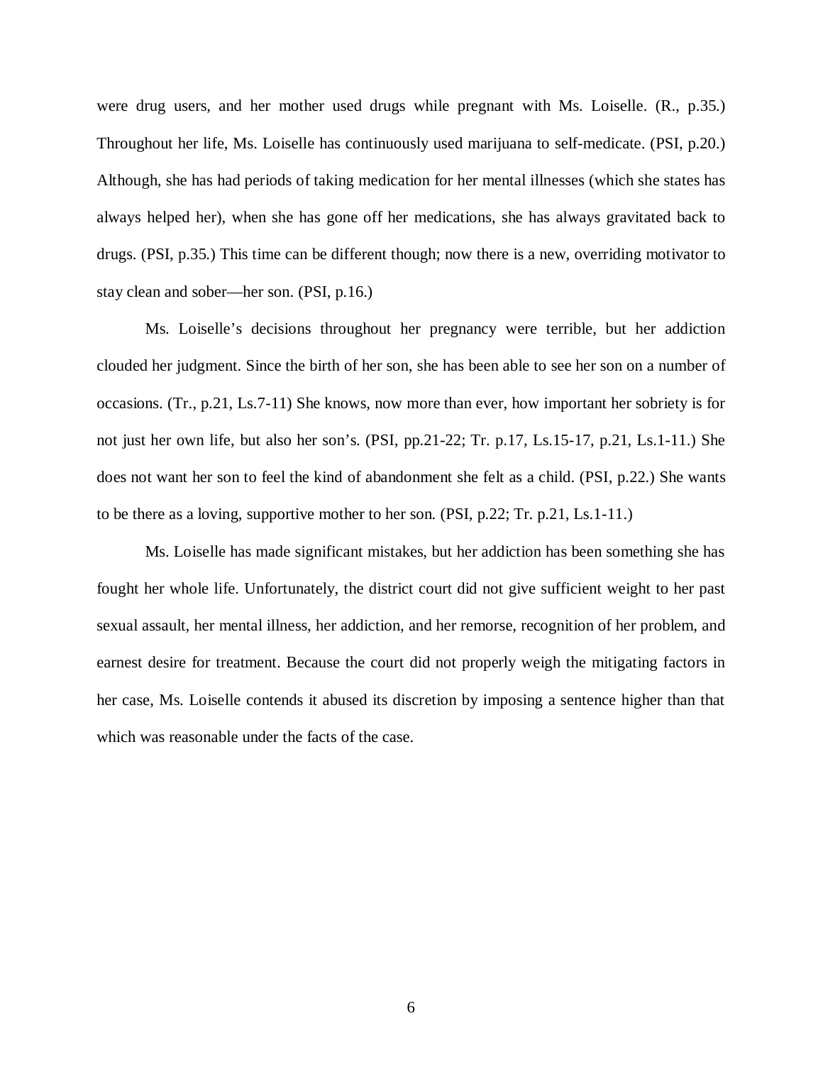were drug users, and her mother used drugs while pregnant with Ms. Loiselle. (R., p.35.) Throughout her life, Ms. Loiselle has continuously used marijuana to self-medicate. (PSI, p.20.) Although, she has had periods of taking medication for her mental illnesses (which she states has always helped her), when she has gone off her medications, she has always gravitated back to drugs. (PSI, p.35.) This time can be different though; now there is a new, overriding motivator to stay clean and sober—her son. (PSI, p.16.)

Ms. Loiselle's decisions throughout her pregnancy were terrible, but her addiction clouded her judgment. Since the birth of her son, she has been able to see her son on a number of occasions. (Tr., p.21, Ls.7-11) She knows, now more than ever, how important her sobriety is for not just her own life, but also her son's. (PSI, pp.21-22; Tr. p.17, Ls.15-17, p.21, Ls.1-11.) She does not want her son to feel the kind of abandonment she felt as a child. (PSI, p.22.) She wants to be there as a loving, supportive mother to her son. (PSI, p.22; Tr. p.21, Ls.1-11.)

Ms. Loiselle has made significant mistakes, but her addiction has been something she has fought her whole life. Unfortunately, the district court did not give sufficient weight to her past sexual assault, her mental illness, her addiction, and her remorse, recognition of her problem, and earnest desire for treatment. Because the court did not properly weigh the mitigating factors in her case, Ms. Loiselle contends it abused its discretion by imposing a sentence higher than that which was reasonable under the facts of the case.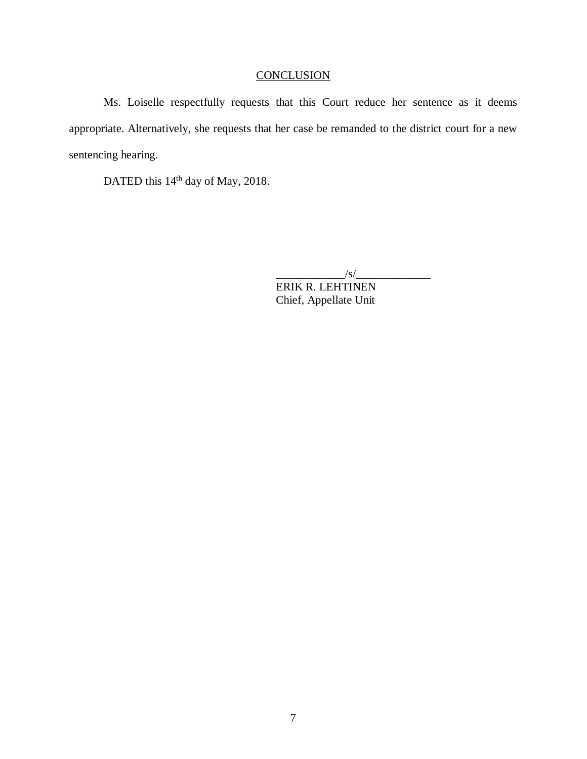## CONCLUSION

Ms. Loiselle respectfully requests that this Court reduce her sentence as it deems appropriate. Alternatively, she requests that her case be remanded to the district court for a new sentencing hearing.

DATED this 14th day of May, 2018.

____________/s/_____________
ERIK R. LEHTINEN
Chief, Appellate Unit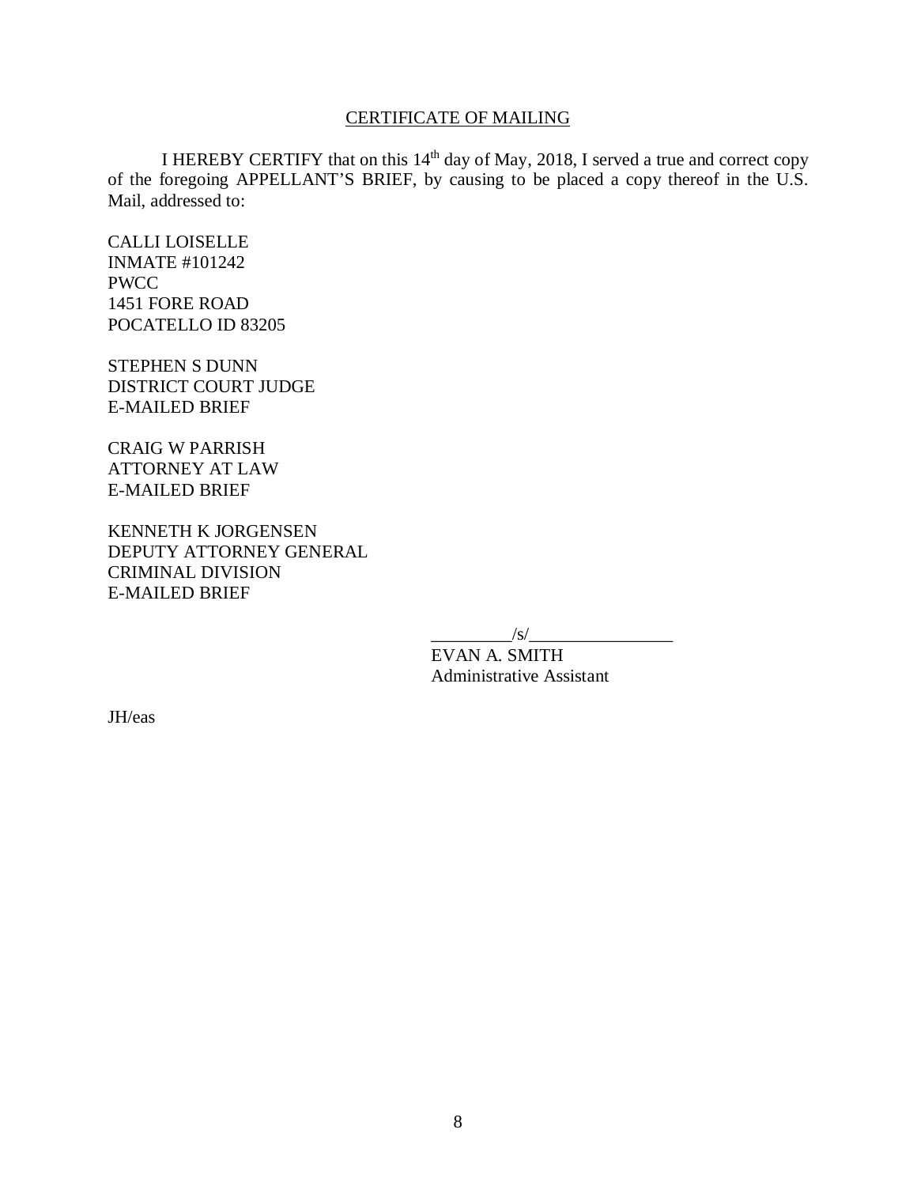## CERTIFICATE OF MAILING

I HEREBY CERTIFY that on this 14th day of May, 2018, I served a true and correct copy of the foregoing APPELLANT'S BRIEF, by causing to be placed a copy thereof in the U.S. Mail, addressed to:

CALLI LOISELLE
INMATE #101242
PWCC
1451 FORE ROAD
POCATELLO ID 83205

STEPHEN S DUNN
DISTRICT COURT JUDGE
E-MAILED BRIEF

CRAIG W PARRISH
ATTORNEY AT LAW
E-MAILED BRIEF

KENNETH K JORGENSEN
DEPUTY ATTORNEY GENERAL
CRIMINAL DIVISION
E-MAILED BRIEF

_________/s/________________
EVAN A. SMITH
Administrative Assistant

JH/eas